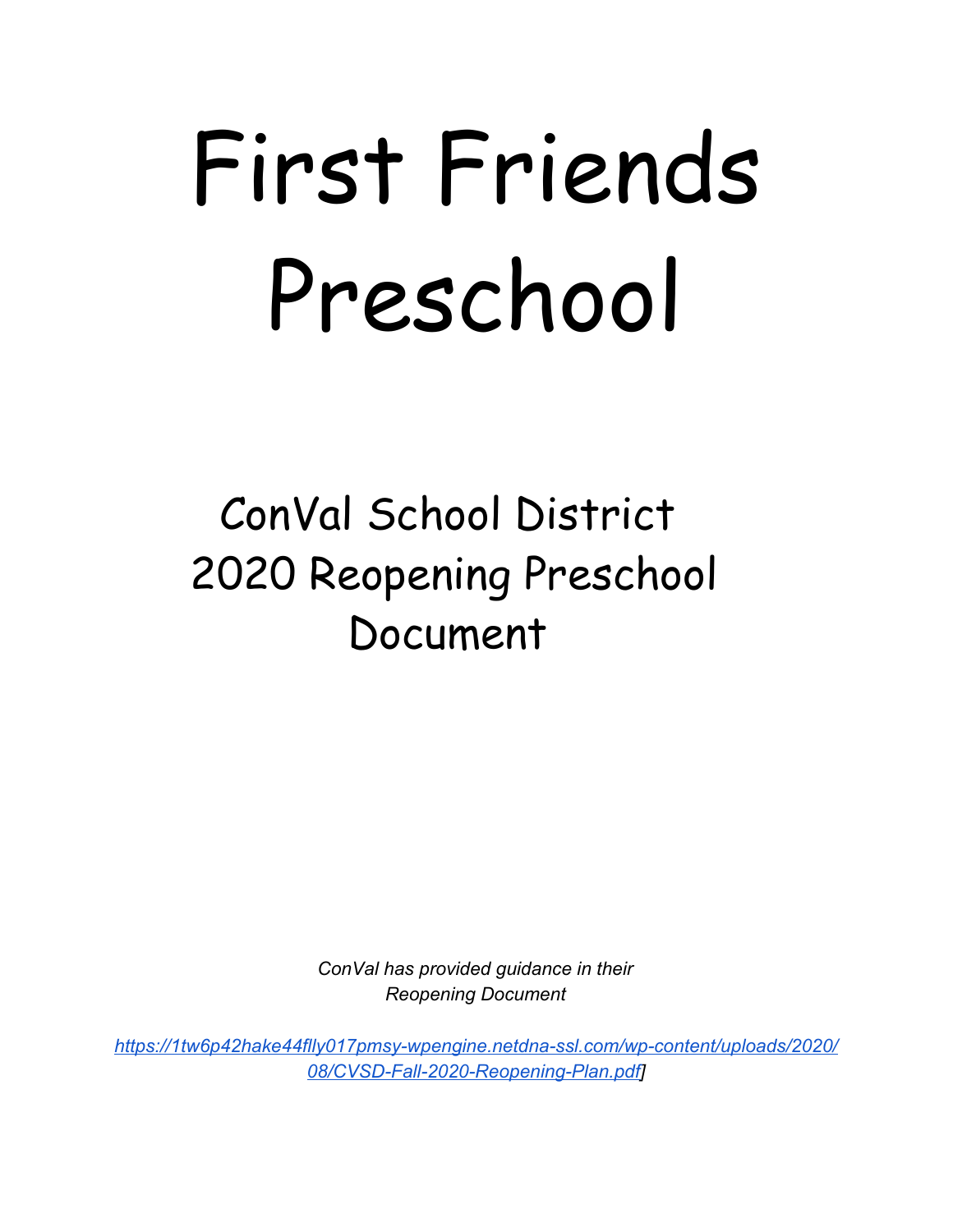# First Friends Preschool

## ConVal School District 2020 Reopening Preschool Document

*ConVal has provided guidance in their Reopening Document*

*https://1tw6p42hake44flly017pmsy-wpengine.netdna-ssl.com/wp-content/uploads/2020/08/CVSD-Fall-2020-Reopening-Plan.pdf]*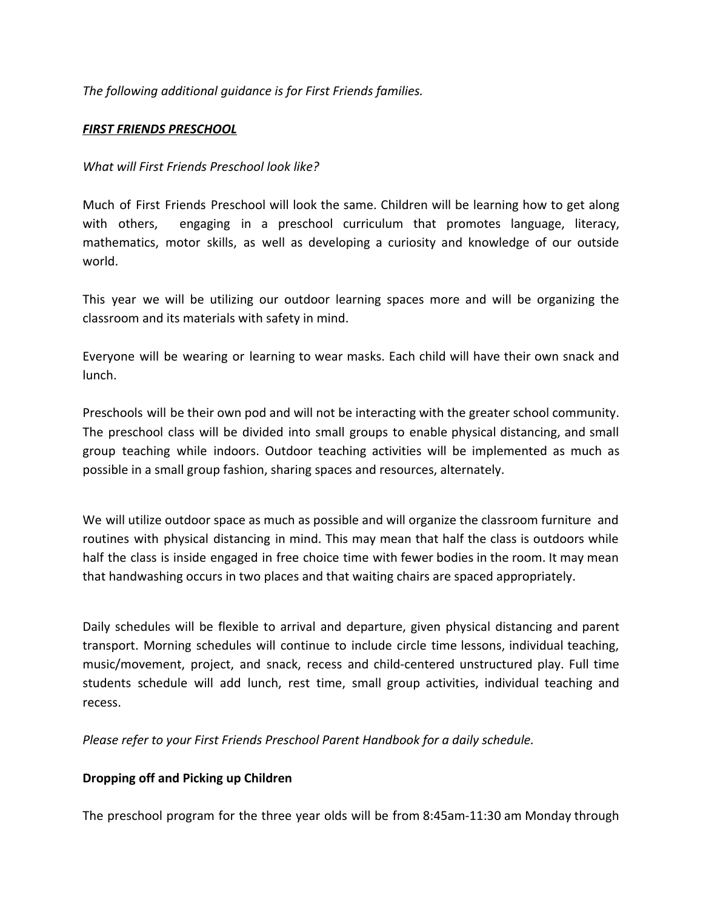*The following additional guidance is for First Friends families.*

***<u>FIRST FRIENDS PRESCHOOL</u>***

*What will First Friends Preschool look like?*

Much of First Friends Preschool will look the same. Children will be learning how to get along with others, engaging in a preschool curriculum that promotes language, literacy, mathematics, motor skills, as well as developing a curiosity and knowledge of our outside world.

This year we will be utilizing our outdoor learning spaces more and will be organizing the classroom and its materials with safety in mind.

Everyone will be wearing or learning to wear masks. Each child will have their own snack and lunch.

Preschools will be their own pod and will not be interacting with the greater school community. The preschool class will be divided into small groups to enable physical distancing, and small group teaching while indoors. Outdoor teaching activities will be implemented as much as possible in a small group fashion, sharing spaces and resources, alternately.

We will utilize outdoor space as much as possible and will organize the classroom furniture and routines with physical distancing in mind. This may mean that half the class is outdoors while half the class is inside engaged in free choice time with fewer bodies in the room. It may mean that handwashing occurs in two places and that waiting chairs are spaced appropriately.

Daily schedules will be flexible to arrival and departure, given physical distancing and parent transport. Morning schedules will continue to include circle time lessons, individual teaching, music/movement, project, and snack, recess and child-centered unstructured play. Full time students schedule will add lunch, rest time, small group activities, individual teaching and recess.

*Please refer to your First Friends Preschool Parent Handbook for a daily schedule.*

**Dropping off and Picking up Children**

The preschool program for the three year olds will be from 8:45am-11:30 am Monday through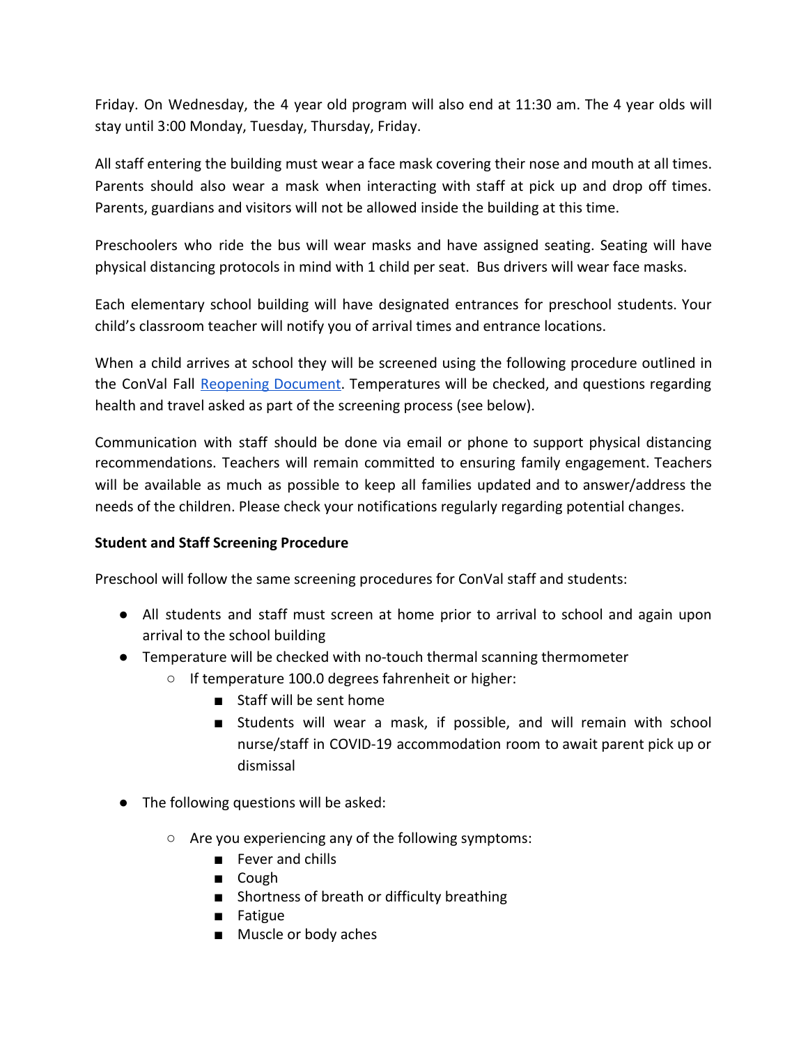Friday. On Wednesday, the 4 year old program will also end at 11:30 am. The 4 year olds will stay until 3:00 Monday, Tuesday, Thursday, Friday.

All staff entering the building must wear a face mask covering their nose and mouth at all times. Parents should also wear a mask when interacting with staff at pick up and drop off times. Parents, guardians and visitors will not be allowed inside the building at this time.

Preschoolers who ride the bus will wear masks and have assigned seating. Seating will have physical distancing protocols in mind with 1 child per seat. Bus drivers will wear face masks.

Each elementary school building will have designated entrances for preschool students. Your child's classroom teacher will notify you of arrival times and entrance locations.

When a child arrives at school they will be screened using the following procedure outlined in the ConVal Fall [Reopening Document](). Temperatures will be checked, and questions regarding health and travel asked as part of the screening process (see below).

Communication with staff should be done via email or phone to support physical distancing recommendations. Teachers will remain committed to ensuring family engagement. Teachers will be available as much as possible to keep all families updated and to answer/address the needs of the children. Please check your notifications regularly regarding potential changes.

**Student and Staff Screening Procedure**

Preschool will follow the same screening procedures for ConVal staff and students:

- All students and staff must screen at home prior to arrival to school and again upon arrival to the school building
- Temperature will be checked with no-touch thermal scanning thermometer
  - If temperature 100.0 degrees fahrenheit or higher:
    - Staff will be sent home
    - Students will wear a mask, if possible, and will remain with school nurse/staff in COVID-19 accommodation room to await parent pick up or dismissal
- The following questions will be asked:
  - Are you experiencing any of the following symptoms:
    - Fever and chills
    - Cough
    - Shortness of breath or difficulty breathing
    - Fatigue
    - Muscle or body aches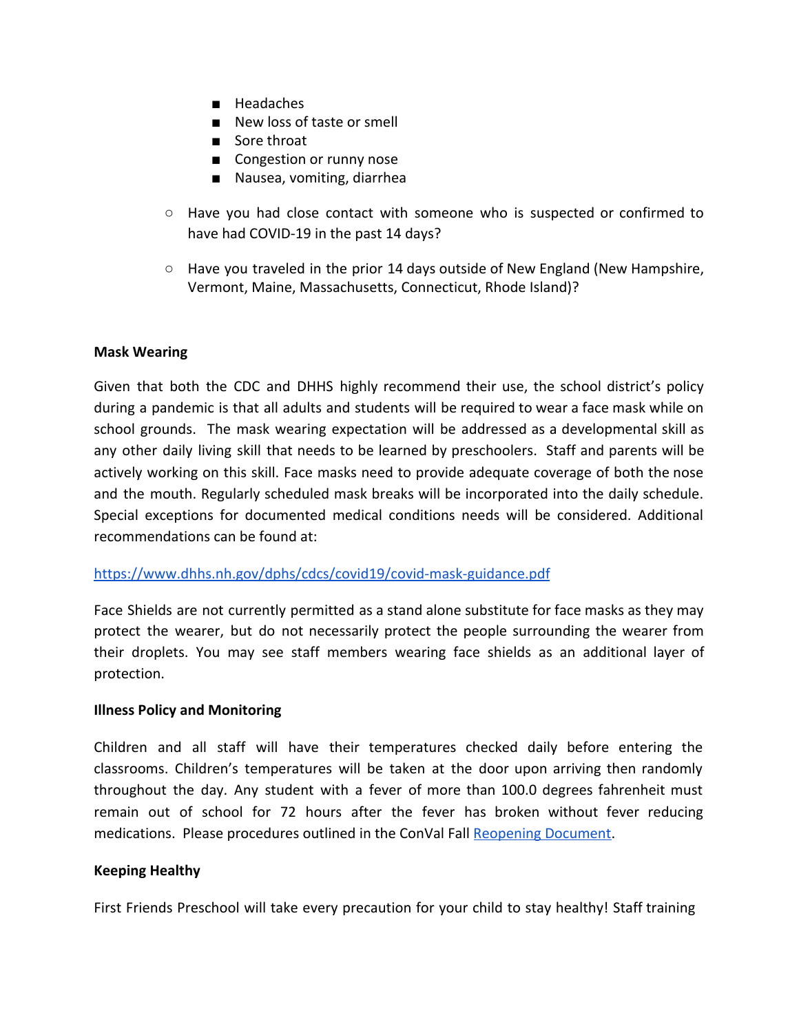- Headaches
        - New loss of taste or smell
        - Sore throat
        - Congestion or runny nose
        - Nausea, vomiting, diarrhea

    - Have you had close contact with someone who is suspected or confirmed to have had COVID-19 in the past 14 days?

    - Have you traveled in the prior 14 days outside of New England (New Hampshire, Vermont, Maine, Massachusetts, Connecticut, Rhode Island)?

**Mask Wearing**

Given that both the CDC and DHHS highly recommend their use, the school district's policy during a pandemic is that all adults and students will be required to wear a face mask while on school grounds. The mask wearing expectation will be addressed as a developmental skill as any other daily living skill that needs to be learned by preschoolers. Staff and parents will be actively working on this skill. Face masks need to provide adequate coverage of both the nose and the mouth. Regularly scheduled mask breaks will be incorporated into the daily schedule. Special exceptions for documented medical conditions needs will be considered. Additional recommendations can be found at:

[https://www.dhhs.nh.gov/dphs/cdcs/covid19/covid-mask-guidance.pdf](https://www.dhhs.nh.gov/dphs/cdcs/covid19/covid-mask-guidance.pdf)

Face Shields are not currently permitted as a stand alone substitute for face masks as they may protect the wearer, but do not necessarily protect the people surrounding the wearer from their droplets. You may see staff members wearing face shields as an additional layer of protection.

**Illness Policy and Monitoring**

Children and all staff will have their temperatures checked daily before entering the classrooms. Children's temperatures will be taken at the door upon arriving then randomly throughout the day. Any student with a fever of more than 100.0 degrees fahrenheit must remain out of school for 72 hours after the fever has broken without fever reducing medications. Please procedures outlined in the ConVal Fall [Reopening Document](Reopening Document).

**Keeping Healthy**

First Friends Preschool will take every precaution for your child to stay healthy! Staff training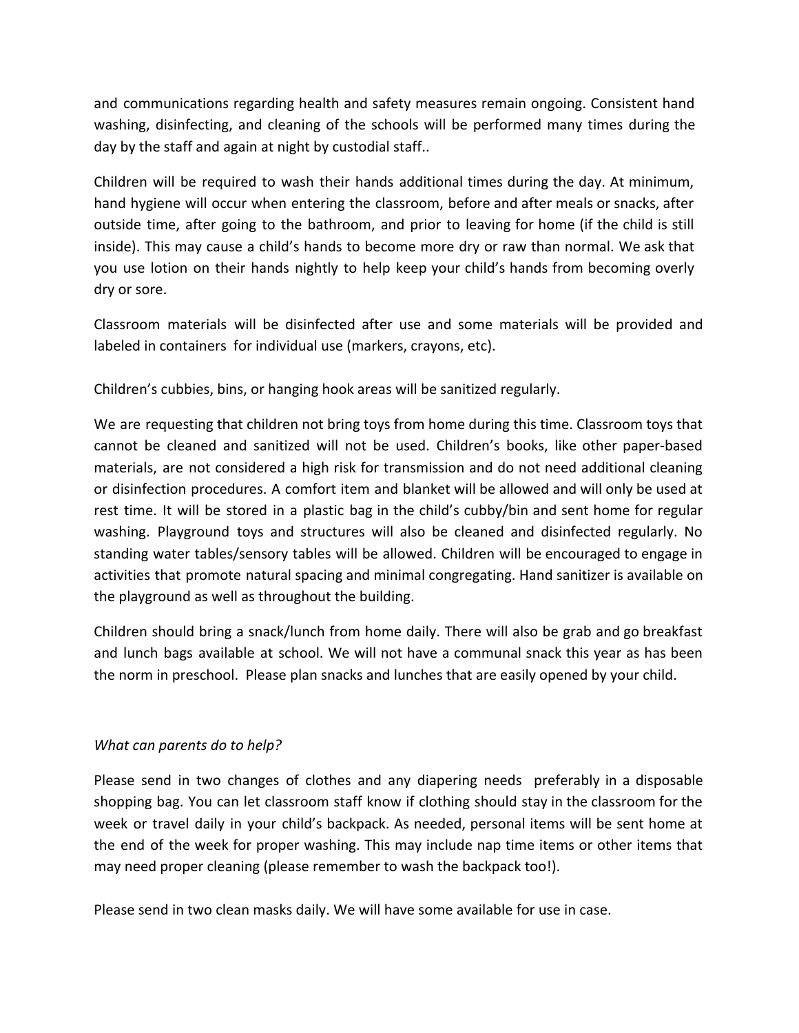and communications regarding health and safety measures remain ongoing. Consistent hand washing, disinfecting, and cleaning of the schools will be performed many times during the day by the staff and again at night by custodial staff..

Children will be required to wash their hands additional times during the day. At minimum, hand hygiene will occur when entering the classroom, before and after meals or snacks, after outside time, after going to the bathroom, and prior to leaving for home (if the child is still inside). This may cause a child's hands to become more dry or raw than normal. We ask that you use lotion on their hands nightly to help keep your child's hands from becoming overly dry or sore.

Classroom materials will be disinfected after use and some materials will be provided and labeled in containers for individual use (markers, crayons, etc).

Children's cubbies, bins, or hanging hook areas will be sanitized regularly.

We are requesting that children not bring toys from home during this time. Classroom toys that cannot be cleaned and sanitized will not be used. Children's books, like other paper-based materials, are not considered a high risk for transmission and do not need additional cleaning or disinfection procedures. A comfort item and blanket will be allowed and will only be used at rest time. It will be stored in a plastic bag in the child's cubby/bin and sent home for regular washing. Playground toys and structures will also be cleaned and disinfected regularly. No standing water tables/sensory tables will be allowed. Children will be encouraged to engage in activities that promote natural spacing and minimal congregating. Hand sanitizer is available on the playground as well as throughout the building.

Children should bring a snack/lunch from home daily. There will also be grab and go breakfast and lunch bags available at school. We will not have a communal snack this year as has been the norm in preschool. Please plan snacks and lunches that are easily opened by your child.

*What can parents do to help?*

Please send in two changes of clothes and any diapering needs preferably in a disposable shopping bag. You can let classroom staff know if clothing should stay in the classroom for the week or travel daily in your child's backpack. As needed, personal items will be sent home at the end of the week for proper washing. This may include nap time items or other items that may need proper cleaning (please remember to wash the backpack too!).

Please send in two clean masks daily. We will have some available for use in case.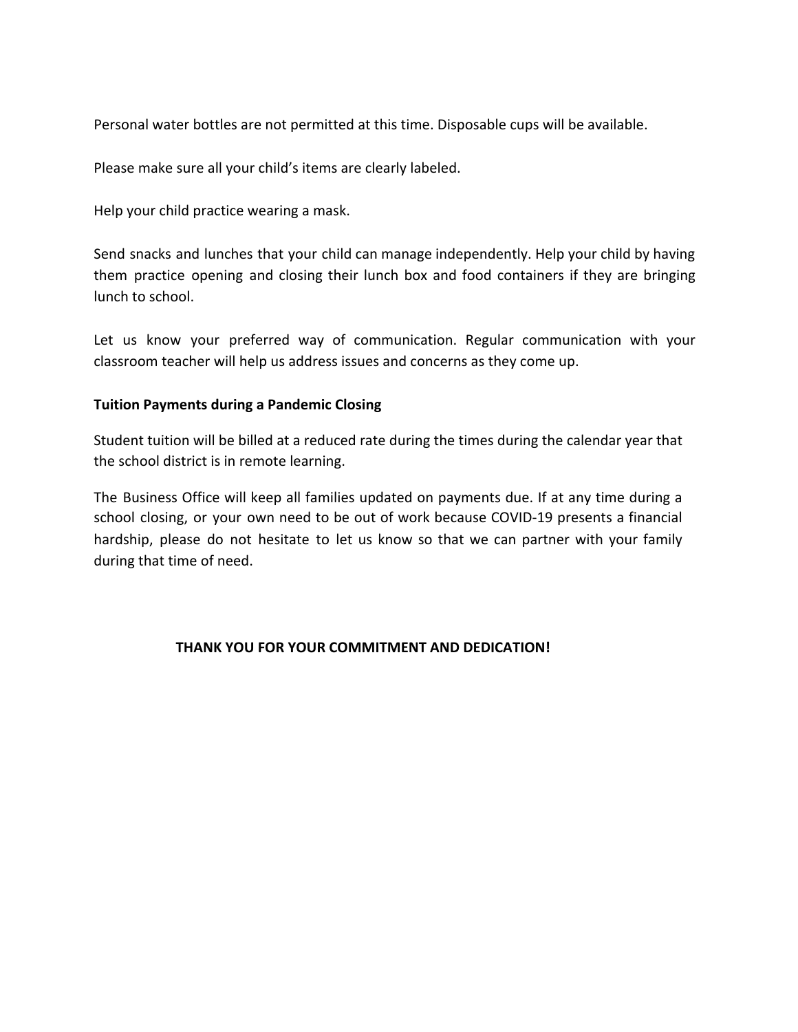Personal water bottles are not permitted at this time. Disposable cups will be available.

Please make sure all your child's items are clearly labeled.

Help your child practice wearing a mask.

Send snacks and lunches that your child can manage independently. Help your child by having them practice opening and closing their lunch box and food containers if they are bringing lunch to school.

Let us know your preferred way of communication. Regular communication with your classroom teacher will help us address issues and concerns as they come up.

**Tuition Payments during a Pandemic Closing**

Student tuition will be billed at a reduced rate during the times during the calendar year that the school district is in remote learning.

The Business Office will keep all families updated on payments due. If at any time during a school closing, or your own need to be out of work because COVID-19 presents a financial hardship, please do not hesitate to let us know so that we can partner with your family during that time of need.

**THANK YOU FOR YOUR COMMITMENT AND DEDICATION!**